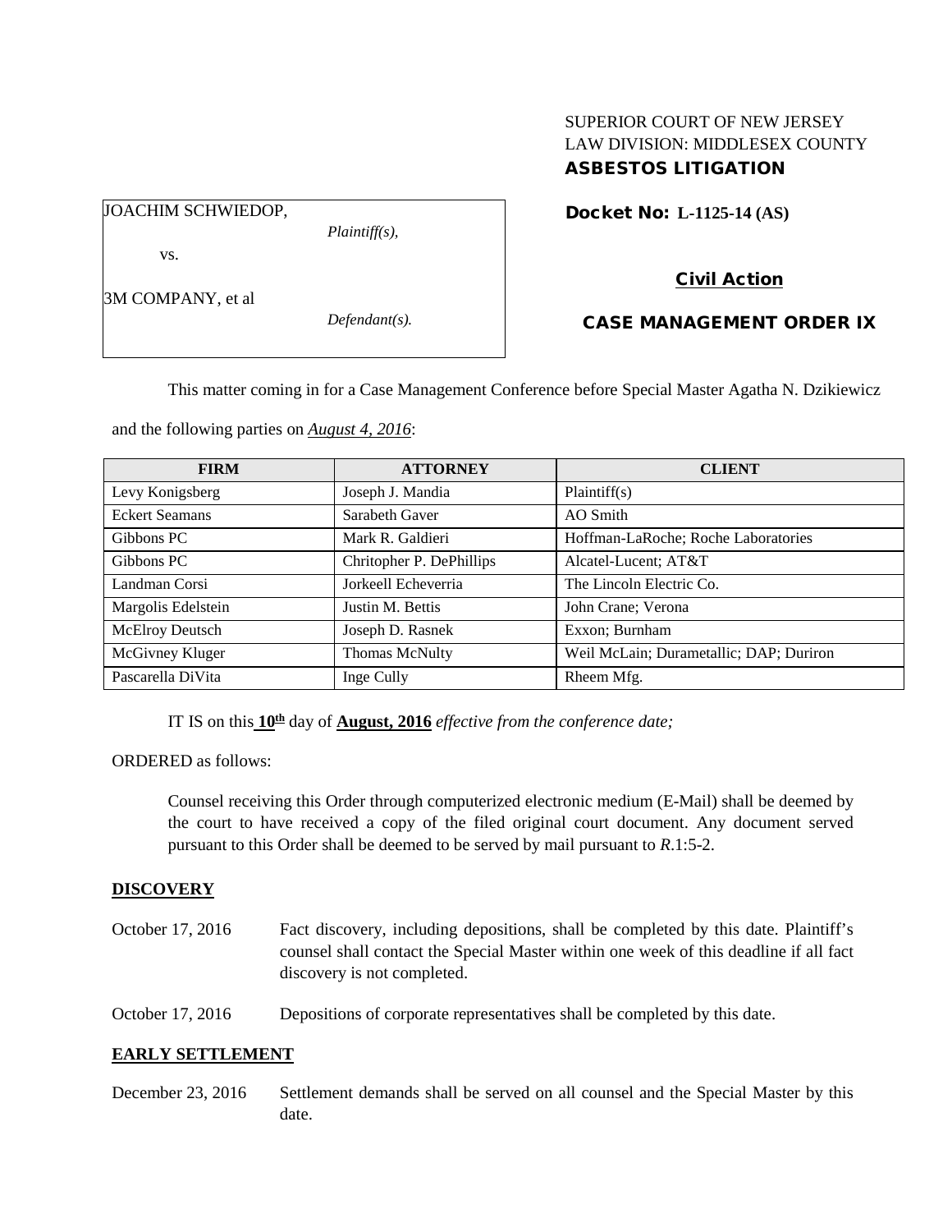SUPERIOR COURT OF NEW JERSEY
LAW DIVISION: MIDDLESEX COUNTY
**ASBESTOS LITIGATION**

JOACHIM SCHWIEDOP,
*Plaintiff(s),*

vs.

3M COMPANY, et al
*Defendant(s).*

**Docket No: L-1125-14 (AS)**

**Civil Action**

**CASE MANAGEMENT ORDER IX**

This matter coming in for a Case Management Conference before Special Master Agatha N. Dzikiewicz and the following parties on *August 4, 2016*:

| FIRM | ATTORNEY | CLIENT |
|---|---|---|
| Levy Konigsberg | Joseph J. Mandia | Plaintiff(s) |
| Eckert Seamans | Sarabeth Gaver | AO Smith |
| Gibbons PC | Mark R. Galdieri | Hoffman-LaRoche; Roche Laboratories |
| Gibbons PC | Chritopher P. DePhillips | Alcatel-Lucent; AT&T |
| Landman Corsi | Jorkeell Echeverria | The Lincoln Electric Co. |
| Margolis Edelstein | Justin M. Bettis | John Crane; Verona |
| McElroy Deutsch | Joseph D. Rasnek | Exxon; Burnham |
| McGivney Kluger | Thomas McNulty | Weil McLain; Durametallic; DAP; Duriron |
| Pascarella DiVita | Inge Cully | Rheem Mfg. |

IT IS on this **10th** day of **August, 2016** *effective from the conference date;*

ORDERED as follows:

Counsel receiving this Order through computerized electronic medium (E-Mail) shall be deemed by the court to have received a copy of the filed original court document. Any document served pursuant to this Order shall be deemed to be served by mail pursuant to *R*.1:5-2.

**DISCOVERY**

October 17, 2016 Fact discovery, including depositions, shall be completed by this date. Plaintiff's counsel shall contact the Special Master within one week of this deadline if all fact discovery is not completed.

October 17, 2016 Depositions of corporate representatives shall be completed by this date.

**EARLY SETTLEMENT**

December 23, 2016 Settlement demands shall be served on all counsel and the Special Master by this date.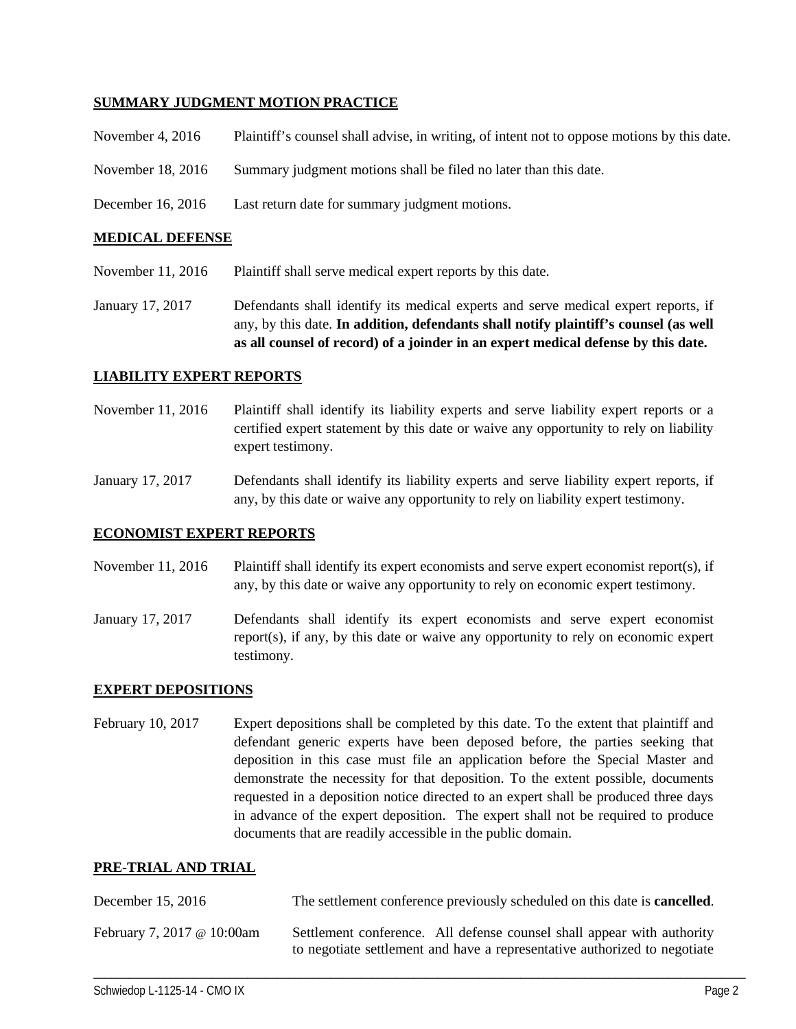## SUMMARY JUDGMENT MOTION PRACTICE

| | |
|---|---|
| November 4, 2016 | Plaintiff's counsel shall advise, in writing, of intent not to oppose motions by this date. |
| November 18, 2016 | Summary judgment motions shall be filed no later than this date. |
| December 16, 2016 | Last return date for summary judgment motions. |

## MEDICAL DEFENSE

| | |
|---|---|
| November 11, 2016 | Plaintiff shall serve medical expert reports by this date. |
| January 17, 2017 | Defendants shall identify its medical experts and serve medical expert reports, if any, by this date. **In addition, defendants shall notify plaintiff's counsel (as well as all counsel of record) of a joinder in an expert medical defense by this date.** |

## LIABILITY EXPERT REPORTS

| | |
|---|---|
| November 11, 2016 | Plaintiff shall identify its liability experts and serve liability expert reports or a certified expert statement by this date or waive any opportunity to rely on liability expert testimony. |
| January 17, 2017 | Defendants shall identify its liability experts and serve liability expert reports, if any, by this date or waive any opportunity to rely on liability expert testimony. |

## ECONOMIST EXPERT REPORTS

| | |
|---|---|
| November 11, 2016 | Plaintiff shall identify its expert economists and serve expert economist report(s), if any, by this date or waive any opportunity to rely on economic expert testimony. |
| January 17, 2017 | Defendants shall identify its expert economists and serve expert economist report(s), if any, by this date or waive any opportunity to rely on economic expert testimony. |

## EXPERT DEPOSITIONS

| | |
|---|---|
| February 10, 2017 | Expert depositions shall be completed by this date. To the extent that plaintiff and defendant generic experts have been deposed before, the parties seeking that deposition in this case must file an application before the Special Master and demonstrate the necessity for that deposition. To the extent possible, documents requested in a deposition notice directed to an expert shall be produced three days in advance of the expert deposition. The expert shall not be required to produce documents that are readily accessible in the public domain. |

## PRE-TRIAL AND TRIAL

| | |
|---|---|
| December 15, 2016 | The settlement conference previously scheduled on this date is **cancelled**. |
| February 7, 2017 @ 10:00am | Settlement conference. All defense counsel shall appear with authority to negotiate settlement and have a representative authorized to negotiate |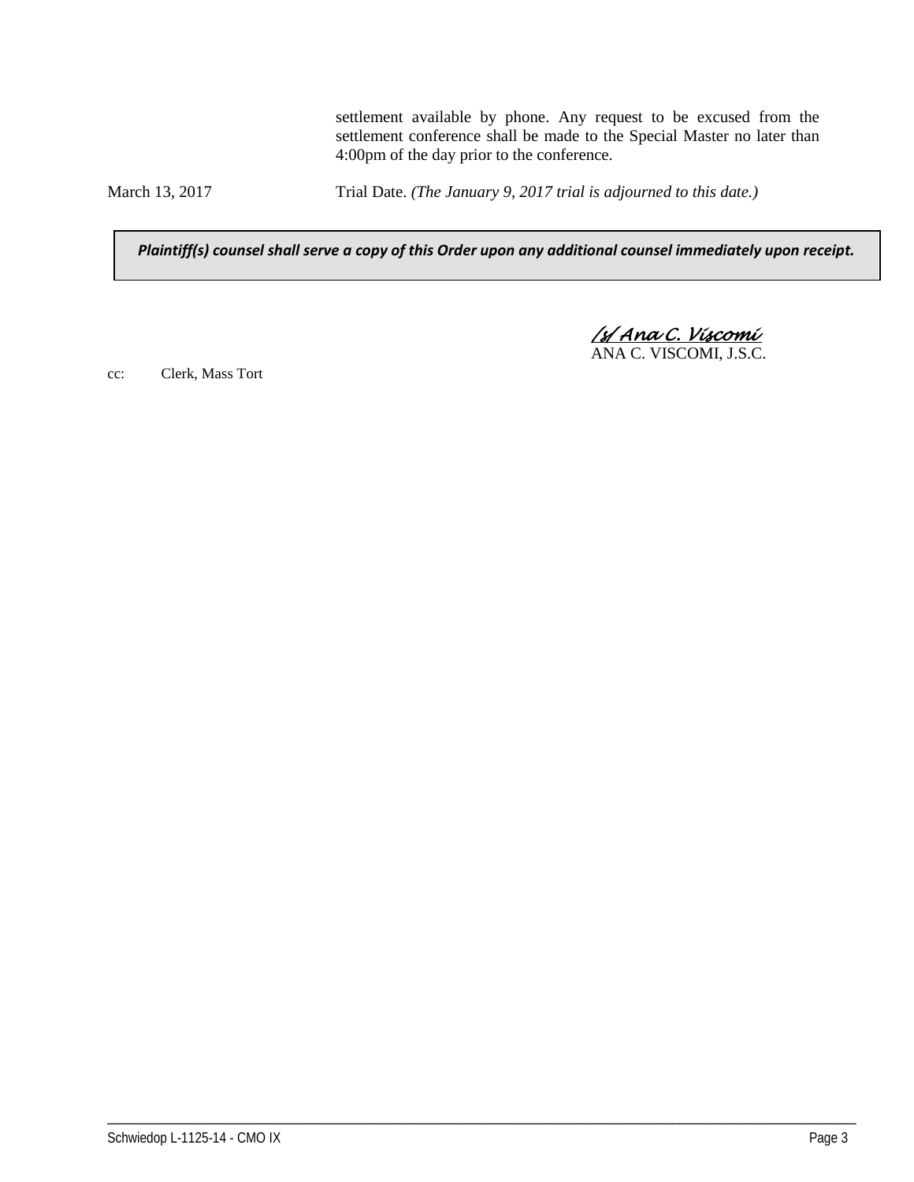|  |  |
|---|---|
|  | settlement available by phone. Any request to be excused from the settlement conference shall be made to the Special Master no later than 4:00pm of the day prior to the conference. |
| March 13, 2017 | Trial Date. *(The January 9, 2017 trial is adjourned to this date.)* |

***Plaintiff(s) counsel shall serve a copy of this Order upon any additional counsel immediately upon receipt.***

*/s/ Ana C. Viscomi*
ANA C. VISCOMI, J.S.C.

cc: Clerk, Mass Tort